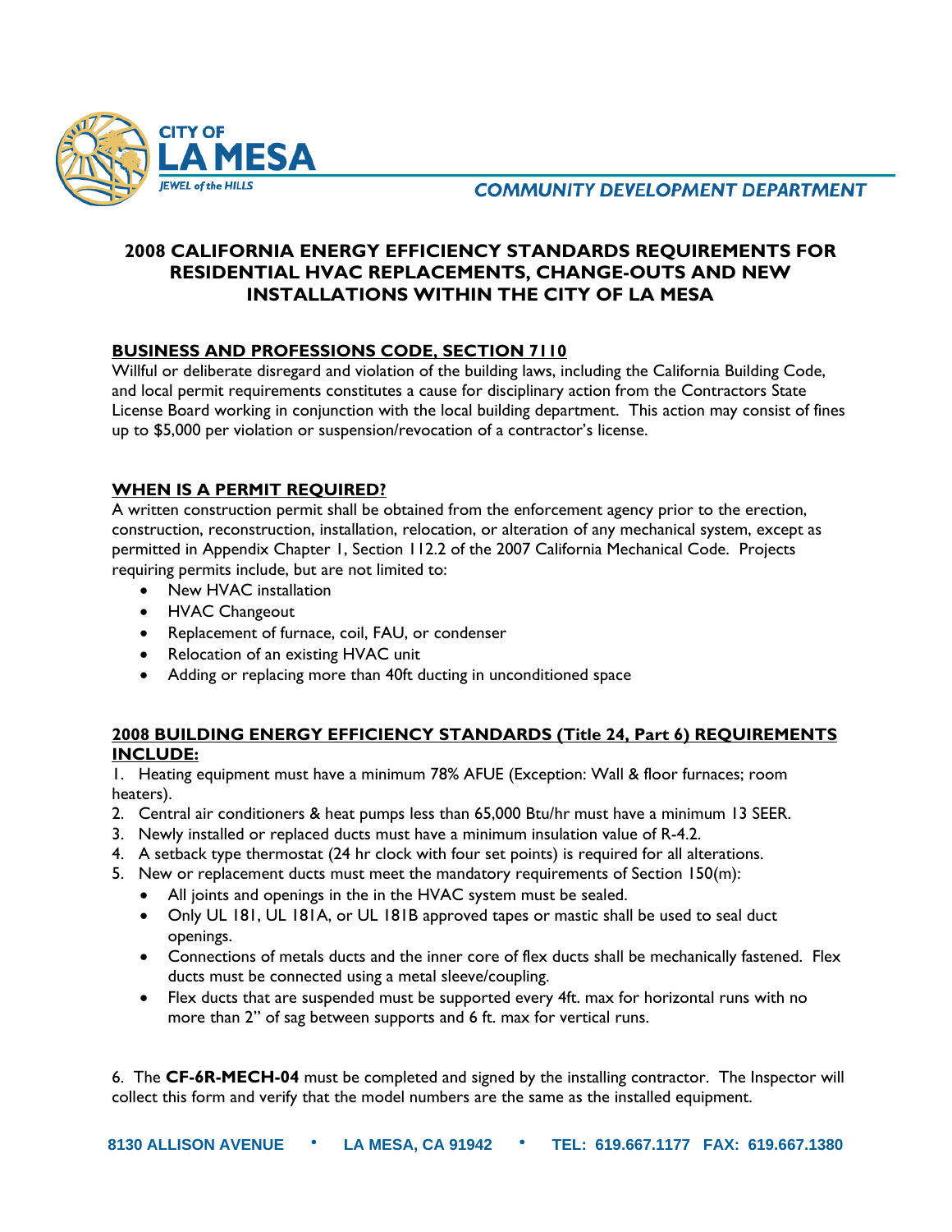CITY OF
# LA MESA
*JEWEL of the HILLS*

*COMMUNITY DEVELOPMENT DEPARTMENT*

## 2008 CALIFORNIA ENERGY EFFICIENCY STANDARDS REQUIREMENTS FOR RESIDENTIAL HVAC REPLACEMENTS, CHANGE-OUTS AND NEW INSTALLATIONS WITHIN THE CITY OF LA MESA

### BUSINESS AND PROFESSIONS CODE, SECTION 7110

Willful or deliberate disregard and violation of the building laws, including the California Building Code, and local permit requirements constitutes a cause for disciplinary action from the Contractors State License Board working in conjunction with the local building department. This action may consist of fines up to $5,000 per violation or suspension/revocation of a contractor's license.

### WHEN IS A PERMIT REQUIRED?

A written construction permit shall be obtained from the enforcement agency prior to the erection, construction, reconstruction, installation, relocation, or alteration of any mechanical system, except as permitted in Appendix Chapter 1, Section 112.2 of the 2007 California Mechanical Code. Projects requiring permits include, but are not limited to:

- New HVAC installation
- HVAC Changeout
- Replacement of furnace, coil, FAU, or condenser
- Relocation of an existing HVAC unit
- Adding or replacing more than 40ft ducting in unconditioned space

### 2008 BUILDING ENERGY EFFICIENCY STANDARDS (Title 24, Part 6) REQUIREMENTS INCLUDE:

1. Heating equipment must have a minimum 78% AFUE (Exception: Wall & floor furnaces; room heaters).
2. Central air conditioners & heat pumps less than 65,000 Btu/hr must have a minimum 13 SEER.
3. Newly installed or replaced ducts must have a minimum insulation value of R-4.2.
4. A setback type thermostat (24 hr clock with four set points) is required for all alterations.
5. New or replacement ducts must meet the mandatory requirements of Section 150(m):
   - All joints and openings in the in the HVAC system must be sealed.
   - Only UL 181, UL 181A, or UL 181B approved tapes or mastic shall be used to seal duct openings.
   - Connections of metals ducts and the inner core of flex ducts shall be mechanically fastened. Flex ducts must be connected using a metal sleeve/coupling.
   - Flex ducts that are suspended must be supported every 4ft. max for horizontal runs with no more than 2" of sag between supports and 6 ft. max for vertical runs.

6. The **CF-6R-MECH-04** must be completed and signed by the installing contractor. The Inspector will collect this form and verify that the model numbers are the same as the installed equipment.

8130 ALLISON AVENUE • LA MESA, CA 91942 • TEL: 619.667.1177 FAX: 619.667.1380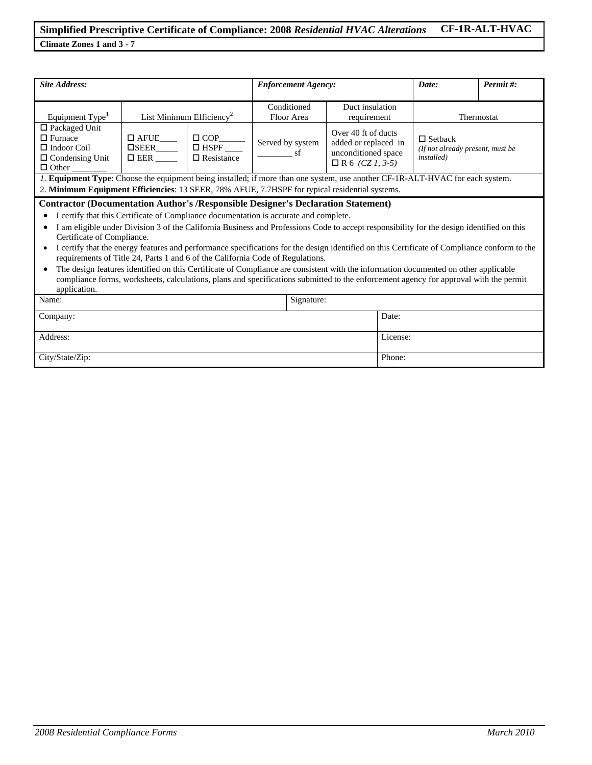## Simplified Prescriptive Certificate of Compliance: 2008 *Residential HVAC Alterations* CF-1R-ALT-HVAC

**Climate Zones 1 and 3 - 7**

| ***Site Address:*** | | | ***Enforcement Agency:*** | | ***Date:*** | ***Permit #:*** |
|---|---|---|---|---|---|---|
| Equipment Type[1] | List Minimum Efficiency[2] | | Conditioned Floor Area | Duct insulation requirement | Thermostat | |
| ☐ Packaged Unit<br>☐ Furnace<br>☐ Indoor Coil<br>☐ Condensing Unit<br>☐ Other ________ | ☐ AFUE____<br>☐SEER_____<br>☐ EER _____ | ☐ COP______<br>☐ HSPF ____<br>☐ Resistance | Served by system ________ sf | Over 40 ft of ducts added or replaced in unconditioned space<br>☐ R 6 *(CZ 1, 3-5)* | ☐ Setback<br>*(If not already present, must be installed)* | |

*1.* **Equipment Type**: Choose the equipment being installed; if more than one system, use another CF-1R-ALT-HVAC for each system.

2. **Minimum Equipment Efficiencies**: 13 SEER, 78% AFUE, 7.7HSPF for typical residential systems.

**Contractor (Documentation Author's /Responsible Designer's Declaration Statement)**

- I certify that this Certificate of Compliance documentation is accurate and complete.
- I am eligible under Division 3 of the California Business and Professions Code to accept responsibility for the design identified on this Certificate of Compliance.
- I certify that the energy features and performance specifications for the design identified on this Certificate of Compliance conform to the requirements of Title 24, Parts 1 and 6 of the California Code of Regulations.
- The design features identified on this Certificate of Compliance are consistent with the information documented on other applicable compliance forms, worksheets, calculations, plans and specifications submitted to the enforcement agency for approval with the permit application.

| Name: | Signature: |
|---|---|
| Company: | Date: |
| Address: | License: |
| City/State/Zip: | Phone: |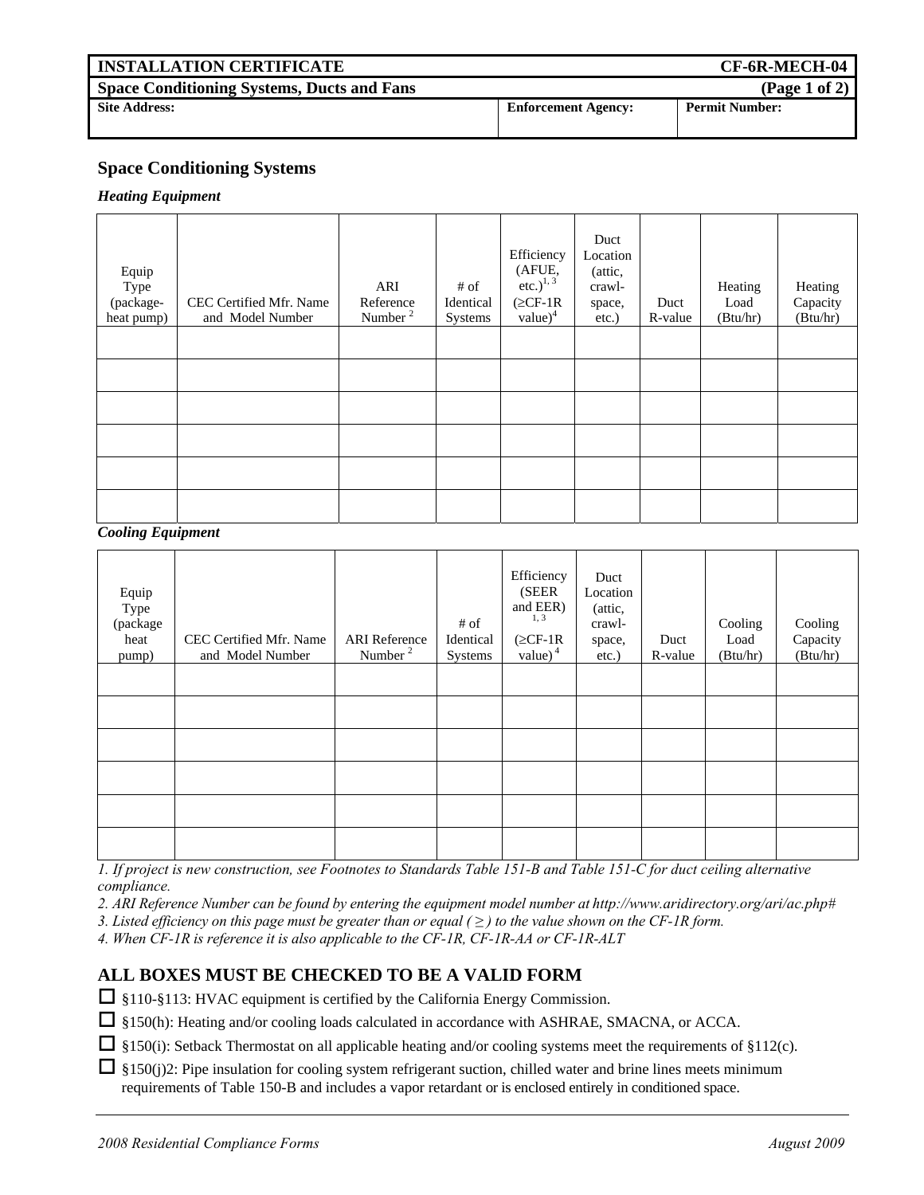| INSTALLATION CERTIFICATE | | CF-6R-MECH-04 |
|---|---|---|
| **Space Conditioning Systems, Ducts and Fans** | | **(Page 1 of 2)** |
| **Site Address:** | **Enforcement Agency:** | **Permit Number:** |

## Space Conditioning Systems

### *Heating Equipment*

| Equip Type (package-heat pump) | CEC Certified Mfr. Name and Model Number | ARI Reference Number [2] | # of Identical Systems | Efficiency (AFUE, etc.)[1, 3] (≥CF-1R value)[4] | Duct Location (attic, crawl-space, etc.) | Duct R-value | Heating Load (Btu/hr) | Heating Capacity (Btu/hr) |
|---|---|---|---|---|---|---|---|---|
| | | | | | | | | |
| | | | | | | | | |
| | | | | | | | | |
| | | | | | | | | |
| | | | | | | | | |
| | | | | | | | | |

### *Cooling Equipment*

| Equip Type (package heat pump) | CEC Certified Mfr. Name and Model Number | ARI Reference Number [2] | # of Identical Systems | Efficiency (SEER and EER)[1, 3] (≥CF-1R value)[4] | Duct Location (attic, crawl-space, etc.) | Duct R-value | Cooling Load (Btu/hr) | Cooling Capacity (Btu/hr) |
|---|---|---|---|---|---|---|---|---|
| | | | | | | | | |
| | | | | | | | | |
| | | | | | | | | |
| | | | | | | | | |
| | | | | | | | | |
| | | | | | | | | |

*1. If project is new construction, see Footnotes to Standards Table 151-B and Table 151-C for duct ceiling alternative compliance.*

*2. ARI Reference Number can be found by entering the equipment model number at http://www.aridirectory.org/ari/ac.php#*

*3. Listed efficiency on this page must be greater than or equal (≥) to the value shown on the CF-1R form.*

*4. When CF-1R is reference it is also applicable to the CF-1R, CF-1R-AA or CF-1R-ALT*

## ALL BOXES MUST BE CHECKED TO BE A VALID FORM

☐ §110-§113: HVAC equipment is certified by the California Energy Commission.

☐ §150(h): Heating and/or cooling loads calculated in accordance with ASHRAE, SMACNA, or ACCA.

☐ §150(i): Setback Thermostat on all applicable heating and/or cooling systems meet the requirements of §112(c).

☐ §150(j)2: Pipe insulation for cooling system refrigerant suction, chilled water and brine lines meets minimum requirements of Table 150-B and includes a vapor retardant or is enclosed entirely in conditioned space.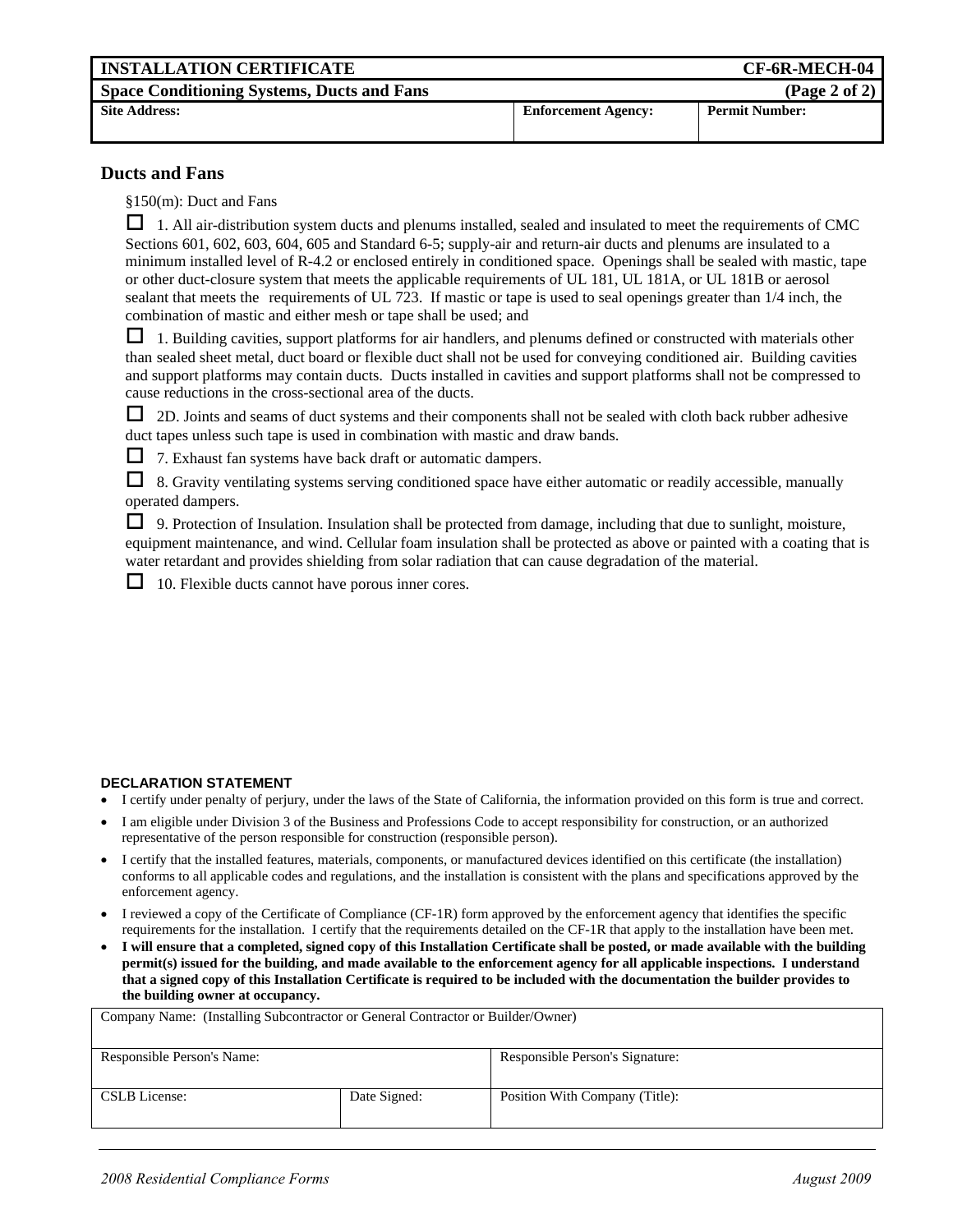| INSTALLATION CERTIFICATE | | CF-6R-MECH-04 |
| --- | --- | --- |
| **Space Conditioning Systems, Ducts and Fans** | | **(Page 2 of 2)** |
| **Site Address:** | **Enforcement Agency:** | **Permit Number:** |

## Ducts and Fans

§150(m): Duct and Fans

☐ 1. All air-distribution system ducts and plenums installed, sealed and insulated to meet the requirements of CMC Sections 601, 602, 603, 604, 605 and Standard 6-5; supply-air and return-air ducts and plenums are insulated to a minimum installed level of R-4.2 or enclosed entirely in conditioned space. Openings shall be sealed with mastic, tape or other duct-closure system that meets the applicable requirements of UL 181, UL 181A, or UL 181B or aerosol sealant that meets the requirements of UL 723. If mastic or tape is used to seal openings greater than 1/4 inch, the combination of mastic and either mesh or tape shall be used; and

☐ 1. Building cavities, support platforms for air handlers, and plenums defined or constructed with materials other than sealed sheet metal, duct board or flexible duct shall not be used for conveying conditioned air. Building cavities and support platforms may contain ducts. Ducts installed in cavities and support platforms shall not be compressed to cause reductions in the cross-sectional area of the ducts.

☐ 2D. Joints and seams of duct systems and their components shall not be sealed with cloth back rubber adhesive duct tapes unless such tape is used in combination with mastic and draw bands.

☐ 7. Exhaust fan systems have back draft or automatic dampers.

☐ 8. Gravity ventilating systems serving conditioned space have either automatic or readily accessible, manually operated dampers.

☐ 9. Protection of Insulation. Insulation shall be protected from damage, including that due to sunlight, moisture, equipment maintenance, and wind. Cellular foam insulation shall be protected as above or painted with a coating that is water retardant and provides shielding from solar radiation that can cause degradation of the material.

☐ 10. Flexible ducts cannot have porous inner cores.

**DECLARATION STATEMENT**

- I certify under penalty of perjury, under the laws of the State of California, the information provided on this form is true and correct.
- I am eligible under Division 3 of the Business and Professions Code to accept responsibility for construction, or an authorized representative of the person responsible for construction (responsible person).
- I certify that the installed features, materials, components, or manufactured devices identified on this certificate (the installation) conforms to all applicable codes and regulations, and the installation is consistent with the plans and specifications approved by the enforcement agency.
- I reviewed a copy of the Certificate of Compliance (CF-1R) form approved by the enforcement agency that identifies the specific requirements for the installation. I certify that the requirements detailed on the CF-1R that apply to the installation have been met.
- **I will ensure that a completed, signed copy of this Installation Certificate shall be posted, or made available with the building permit(s) issued for the building, and made available to the enforcement agency for all applicable inspections. I understand that a signed copy of this Installation Certificate is required to be included with the documentation the builder provides to the building owner at occupancy.**

| Company Name: (Installing Subcontractor or General Contractor or Builder/Owner) | | |
| --- | --- | --- |
| Responsible Person's Name: | | Responsible Person's Signature: |
| CSLB License: | Date Signed: | Position With Company (Title): |